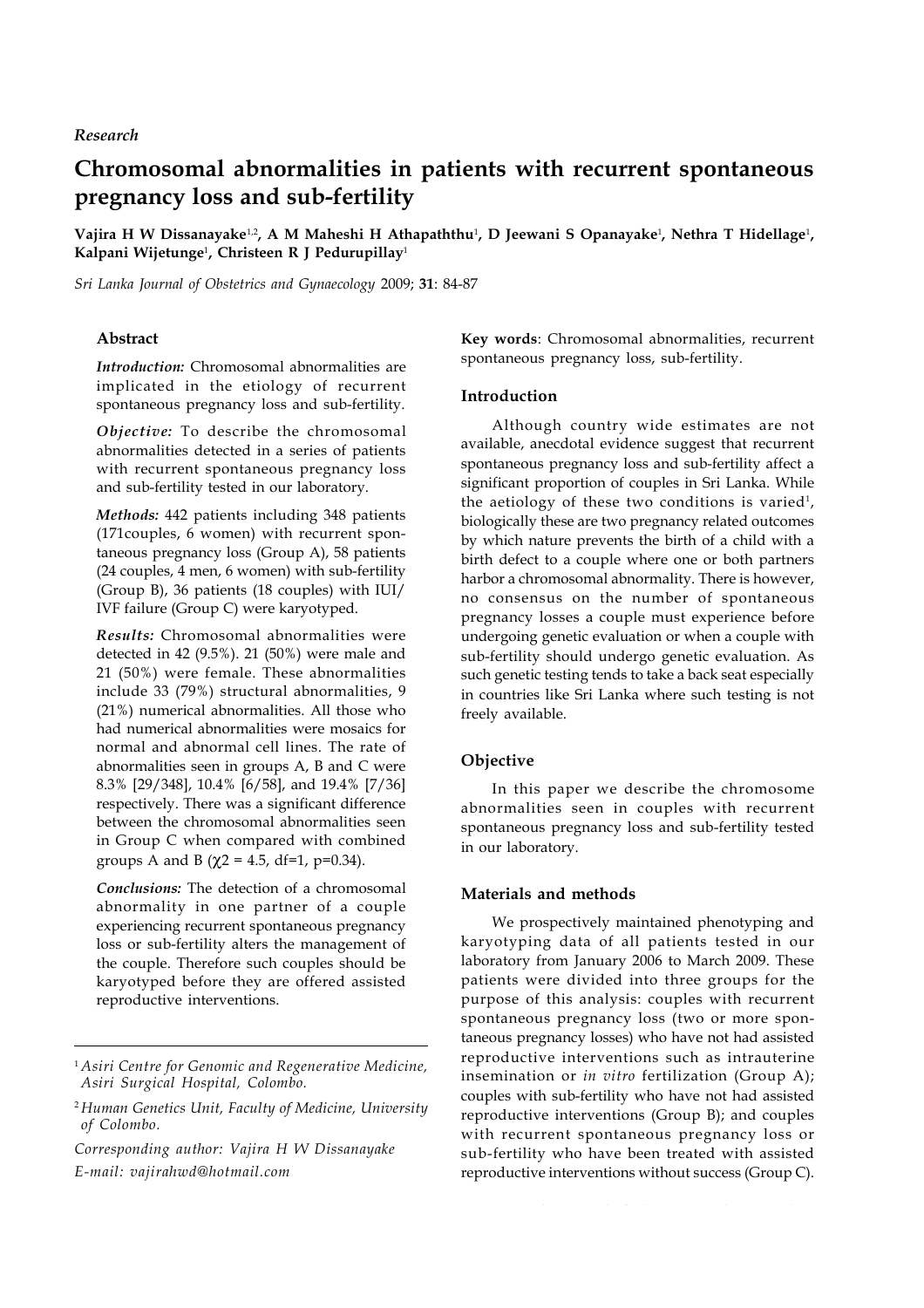*Research*

# Chromosomal abnormalities in patients with recurrent spontaneous pregnancy loss and sub-fertility

**Vajira H W Dissanayake[1,2], A M Maheshi H Athapaththu[1], D Jeewani S Opanayake[1], Nethra T Hidellage[1], Kalpani Wijetunge[1], Christeen R J Pedurupillay[1]**

*Sri Lanka Journal of Obstetrics and Gynaecology* 2009; **31**: 84-87

## Abstract

***Introduction:*** Chromosomal abnormalities are implicated in the etiology of recurrent spontaneous pregnancy loss and sub-fertility.

***Objective:*** To describe the chromosomal abnormalities detected in a series of patients with recurrent spontaneous pregnancy loss and sub-fertility tested in our laboratory.

***Methods:*** 442 patients including 348 patients (171couples, 6 women) with recurrent spontaneous pregnancy loss (Group A), 58 patients (24 couples, 4 men, 6 women) with sub-fertility (Group B), 36 patients (18 couples) with IUI/IVF failure (Group C) were karyotyped.

***Results:*** Chromosomal abnormalities were detected in 42 (9.5%). 21 (50%) were male and 21 (50%) were female. These abnormalities include 33 (79%) structural abnormalities, 9 (21%) numerical abnormalities. All those who had numerical abnormalities were mosaics for normal and abnormal cell lines. The rate of abnormalities seen in groups A, B and C were 8.3% [29/348], 10.4% [6/58], and 19.4% [7/36] respectively. There was a significant difference between the chromosomal abnormalities seen in Group C when compared with combined groups A and B ($\chi 2$ = 4.5, df=1, p=0.34).

***Conclusions:*** The detection of a chromosomal abnormality in one partner of a couple experiencing recurrent spontaneous pregnancy loss or sub-fertility alters the management of the couple. Therefore such couples should be karyotyped before they are offered assisted reproductive interventions.

[1] *Asiri Centre for Genomic and Regenerative Medicine, Asiri Surgical Hospital, Colombo.*

[2] *Human Genetics Unit, Faculty of Medicine, University of Colombo.*

*Corresponding author: Vajira H W Dissanayake*
*E-mail: vajirahwd@hotmail.com*

**Key words**: Chromosomal abnormalities, recurrent spontaneous pregnancy loss, sub-fertility.

## Introduction

Although country wide estimates are not available, anecdotal evidence suggest that recurrent spontaneous pregnancy loss and sub-fertility affect a significant proportion of couples in Sri Lanka. While the aetiology of these two conditions is varied[1], biologically these are two pregnancy related outcomes by which nature prevents the birth of a child with a birth defect to a couple where one or both partners harbor a chromosomal abnormality. There is however, no consensus on the number of spontaneous pregnancy losses a couple must experience before undergoing genetic evaluation or when a couple with sub-fertility should undergo genetic evaluation. As such genetic testing tends to take a back seat especially in countries like Sri Lanka where such testing is not freely available.

## Objective

In this paper we describe the chromosome abnormalities seen in couples with recurrent spontaneous pregnancy loss and sub-fertility tested in our laboratory.

## Materials and methods

We prospectively maintained phenotyping and karyotyping data of all patients tested in our laboratory from January 2006 to March 2009. These patients were divided into three groups for the purpose of this analysis: couples with recurrent spontaneous pregnancy loss (two or more spontaneous pregnancy losses) who have not had assisted reproductive interventions such as intrauterine insemination or *in vitro* fertilization (Group A); couples with sub-fertility who have not had assisted reproductive interventions (Group B); and couples with recurrent spontaneous pregnancy loss or sub-fertility who have been treated with assisted reproductive interventions without success (Group C).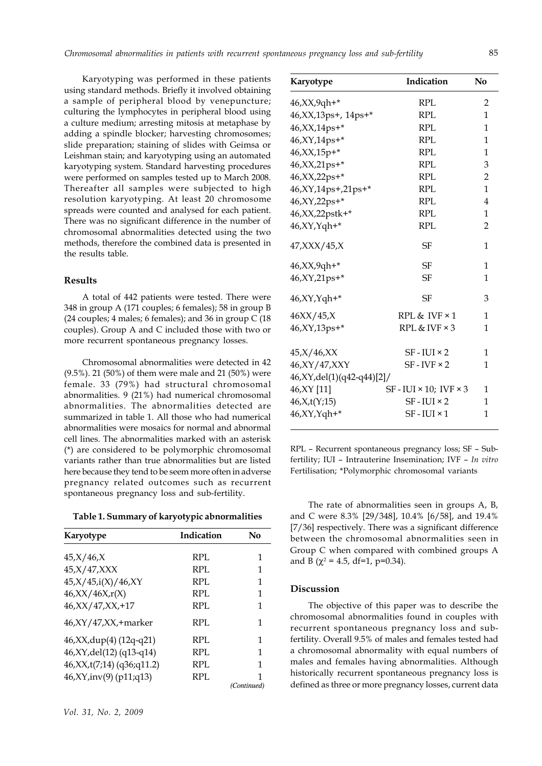Karyotyping was performed in these patients using standard methods. Briefly it involved obtaining a sample of peripheral blood by venepuncture; culturing the lymphocytes in peripheral blood using a culture medium; arresting mitosis at metaphase by adding a spindle blocker; harvesting chromosomes; slide preparation; staining of slides with Geimsa or Leishman stain; and karyotyping using an automated karyotyping system. Standard harvesting procedures were performed on samples tested up to March 2008. Thereafter all samples were subjected to high resolution karyotyping. At least 20 chromosome spreads were counted and analysed for each patient. There was no significant difference in the number of chromosomal abnormalities detected using the two methods, therefore the combined data is presented in the results table.

## Results

A total of 442 patients were tested. There were 348 in group A (171 couples; 6 females); 58 in group B (24 couples; 4 males; 6 females); and 36 in group C (18 couples). Group A and C included those with two or more recurrent spontaneous pregnancy losses.

Chromosomal abnormalities were detected in 42 (9.5%). 21 (50%) of them were male and 21 (50%) were female. 33 (79%) had structural chromosomal abnormalities. 9 (21%) had numerical chromosomal abnormalities. The abnormalities detected are summarized in table 1. All those who had numerical abnormalities were mosaics for normal and abnormal cell lines. The abnormalities marked with an asterisk (*) are considered to be polymorphic chromosomal variants rather than true abnormalities but are listed here because they tend to be seem more often in adverse pregnancy related outcomes such as recurrent spontaneous pregnancy loss and sub-fertility.

**Table 1. Summary of karyotypic abnormalities**

| Karyotype | Indication | No |
|---|---|---|
| 45,X/46,X | RPL | 1 |
| 45,X/47,XXX | RPL | 1 |
| 45,X/45,i(X)/46,XY | RPL | 1 |
| 46,XX/46X,r(X) | RPL | 1 |
| 46,XX/47,XX,+17 | RPL | 1 |
| 46,XY/47,XX,+marker | RPL | 1 |
| 46,XX,dup(4) (12q-q21) | RPL | 1 |
| 46,XY,del(12) (q13-q14) | RPL | 1 |
| 46,XX,t(7;14) (q36;q11.2) | RPL | 1 |
| 46,XY,inv(9) (p11;q13) | RPL | 1 |
| 46,XX,9qh+* | RPL | 2 |
| 46,XX,13ps+, 14ps+* | RPL | 1 |
| 46,XX,14ps+* | RPL | 1 |
| 46,XY,14ps+* | RPL | 1 |
| 46,XX,15p+* | RPL | 1 |
| 46,XX,21ps+* | RPL | 3 |
| 46,XX,22ps+* | RPL | 2 |
| 46,XY,14ps+,21ps+* | RPL | 1 |
| 46,XY,22ps+* | RPL | 4 |
| 46,XX,22pstk+* | RPL | 1 |
| 46,XY,Yqh+* | RPL | 2 |
| 47,XXX/45,X | SF | 1 |
| 46,XX,9qh+* | SF | 1 |
| 46,XY,21ps+* | SF | 1 |
| 46,XY,Yqh+* | SF | 3 |
| 46XX/45,X | RPL & IVF × 1 | 1 |
| 46,XY,13ps+* | RPL & IVF × 3 | 1 |
| 45,X/46,XX | SF - IUI × 2 | 1 |
| 46,XY/47,XXY | SF - IVF × 2 | 1 |
| 46,XY,del(1)(q42-q44)[2]/ 46,XY [11] | SF - IUI × 10; IVF × 3 | 1 |
| 46,X,t(Y;15) | SF - IUI × 2 | 1 |
| 46,XY,Yqh+* | SF - IUI × 1 | 1 |

RPL – Recurrent spontaneous pregnancy loss; SF – Sub-fertility; IUI – Intrauterine Insemination; IVF – *In vitro* Fertilisation; *Polymorphic chromosomal variants

The rate of abnormalities seen in groups A, B, and C were 8.3% [29/348], 10.4% [6/58], and 19.4% [7/36] respectively. There was a significant difference between the chromosomal abnormalities seen in Group C when compared with combined groups A and B ($\chi^2 = 4.5$, df=1, p=0.34).

## Discussion

The objective of this paper was to describe the chromosomal abnormalities found in couples with recurrent spontaneous pregnancy loss and sub-fertility. Overall 9.5% of males and females tested had a chromosomal abnormality with equal numbers of males and females having abnormalities. Although historically recurrent spontaneous pregnancy loss is defined as three or more pregnancy losses, current data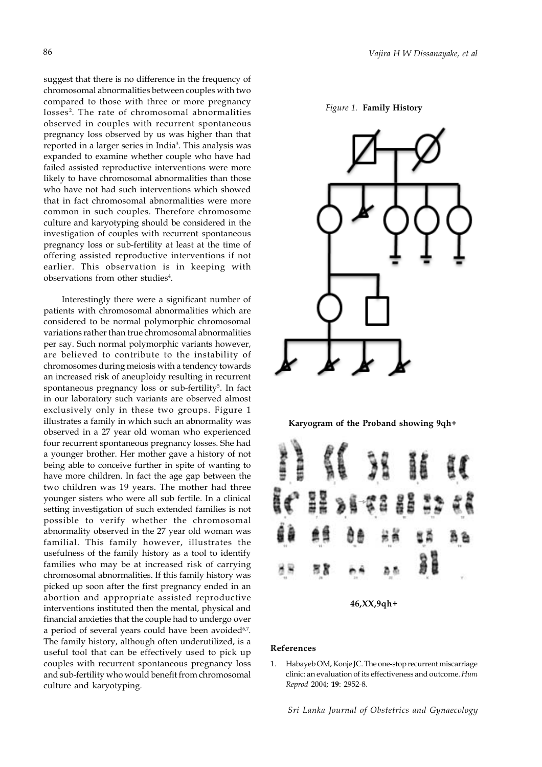suggest that there is no difference in the frequency of chromosomal abnormalities between couples with two compared to those with three or more pregnancy losses[2]. The rate of chromosomal abnormalities observed in couples with recurrent spontaneous pregnancy loss observed by us was higher than that reported in a larger series in India[3]. This analysis was expanded to examine whether couple who have had failed assisted reproductive interventions were more likely to have chromosomal abnormalities than those who have not had such interventions which showed that in fact chromosomal abnormalities were more common in such couples. Therefore chromosome culture and karyotyping should be considered in the investigation of couples with recurrent spontaneous pregnancy loss or sub-fertility at least at the time of offering assisted reproductive interventions if not earlier. This observation is in keeping with observations from other studies[4].

Interestingly there were a significant number of patients with chromosomal abnormalities which are considered to be normal polymorphic chromosomal variations rather than true chromosomal abnormalities per say. Such normal polymorphic variants however, are believed to contribute to the instability of chromosomes during meiosis with a tendency towards an increased risk of aneuploidy resulting in recurrent spontaneous pregnancy loss or sub-fertility[5]. In fact in our laboratory such variants are observed almost exclusively only in these two groups. Figure 1 illustrates a family in which such an abnormality was observed in a 27 year old woman who experienced four recurrent spontaneous pregnancy losses. She had a younger brother. Her mother gave a history of not being able to conceive further in spite of wanting to have more children. In fact the age gap between the two children was 19 years. The mother had three younger sisters who were all sub fertile. In a clinical setting investigation of such extended families is not possible to verify whether the chromosomal abnormality observed in the 27 year old woman was familial. This family however, illustrates the usefulness of the family history as a tool to identify families who may be at increased risk of carrying chromosomal abnormalities. If this family history was picked up soon after the first pregnancy ended in an abortion and appropriate assisted reproductive interventions instituted then the mental, physical and financial anxieties that the couple had to undergo over a period of several years could have been avoided[6,7]. The family history, although often underutilized, is a useful tool that can be effectively used to pick up couples with recurrent spontaneous pregnancy loss and sub-fertility who would benefit from chromosomal culture and karyotyping.

*Figure 1.* **Family History**

**Karyogram of the Proband showing 9qh+**

**46,XX,9qh+**

## References

1. Habayeb OM, Konje JC. The one-stop recurrent miscarriage clinic: an evaluation of its effectiveness and outcome. *Hum Reprod* 2004; **19**: 2952-8.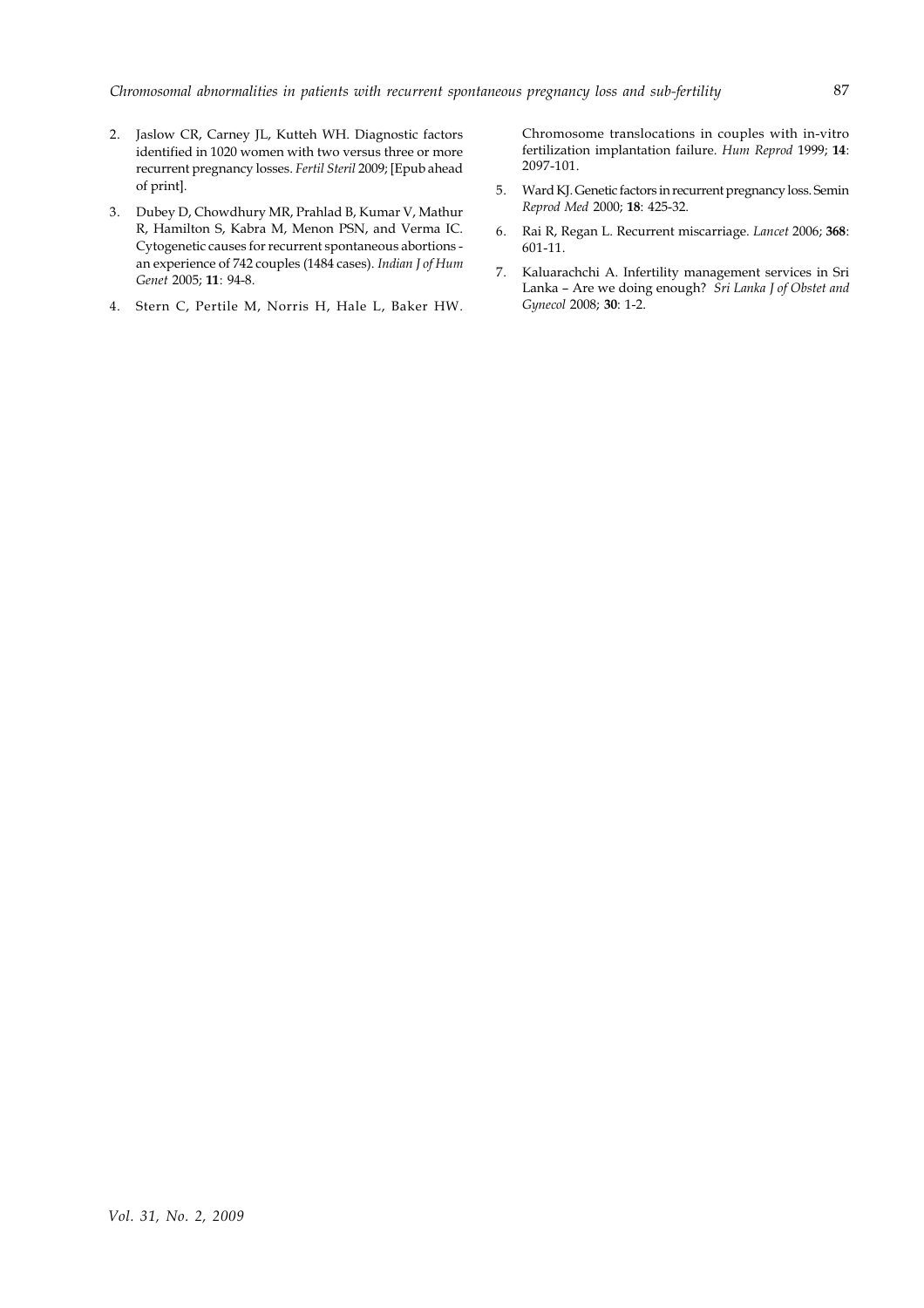2. Jaslow CR, Carney JL, Kutteh WH. Diagnostic factors identified in 1020 women with two versus three or more recurrent pregnancy losses. *Fertil Steril* 2009; [Epub ahead of print].

3. Dubey D, Chowdhury MR, Prahlad B, Kumar V, Mathur R, Hamilton S, Kabra M, Menon PSN, and Verma IC. Cytogenetic causes for recurrent spontaneous abortions - an experience of 742 couples (1484 cases). *Indian J of Hum Genet* 2005; **11**: 94-8.

4. Stern C, Pertile M, Norris H, Hale L, Baker HW. Chromosome translocations in couples with in-vitro fertilization implantation failure. *Hum Reprod* 1999; **14**: 2097-101.

5. Ward KJ. Genetic factors in recurrent pregnancy loss. Semin *Reprod Med* 2000; **18**: 425-32.

6. Rai R, Regan L. Recurrent miscarriage. *Lancet* 2006; **368**: 601-11.

7. Kaluarachchi A. Infertility management services in Sri Lanka – Are we doing enough? *Sri Lanka J of Obstet and Gynecol* 2008; **30**: 1-2.